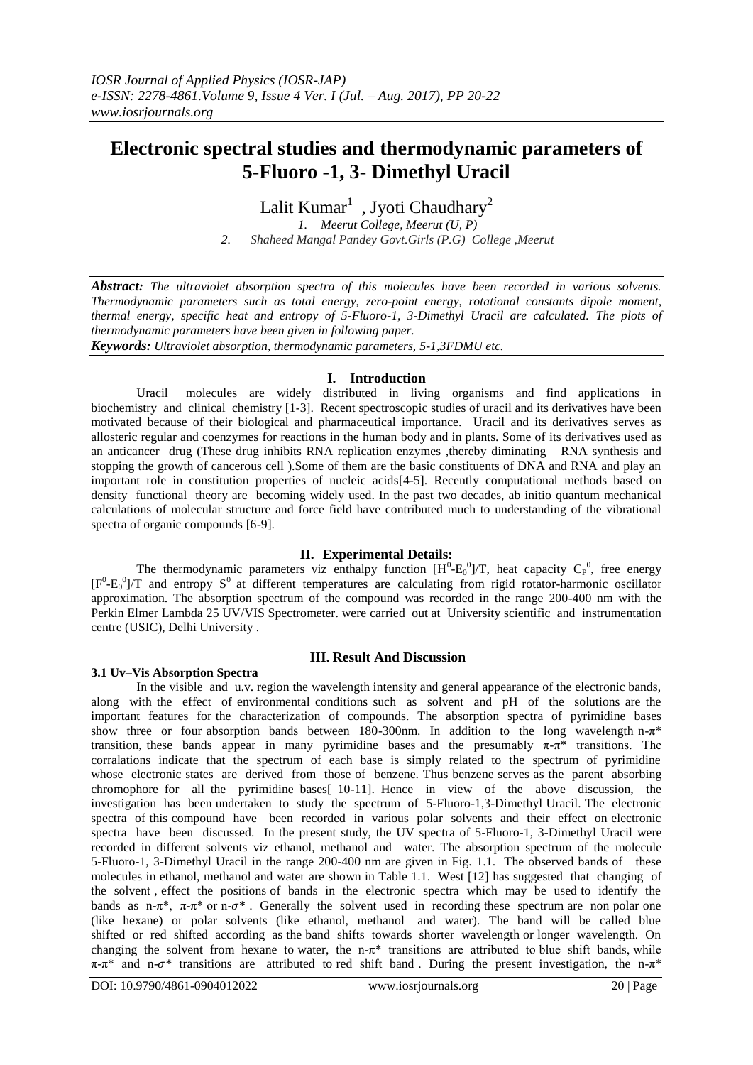# Electronic spectral studies and thermodynamic parameters of 5-Fluoro -1, 3- Dimethyl Uracil

Lalit Kumar[1] , Jyoti Chaudhary[2]

1. Meerut College, Meerut (U, P)
2. Shaheed Mangal Pandey Govt.Girls (P.G) College ,Meerut

***Abstract:*** *The ultraviolet absorption spectra of this molecules have been recorded in various solvents. Thermodynamic parameters such as total energy, zero-point energy, rotational constants dipole moment, thermal energy, specific heat and entropy of 5-Fluoro-1, 3-Dimethyl Uracil are calculated. The plots of thermodynamic parameters have been given in following paper.*

***Keywords:*** *Ultraviolet absorption, thermodynamic parameters, 5-1,3FDMU etc.*

## I. Introduction

Uracil molecules are widely distributed in living organisms and find applications in biochemistry and clinical chemistry [1-3]. Recent spectroscopic studies of uracil and its derivatives have been motivated because of their biological and pharmaceutical importance. Uracil and its derivatives serves as allosteric regular and coenzymes for reactions in the human body and in plants. Some of its derivatives used as an anticancer drug (These drug inhibits RNA replication enzymes ,thereby diminating RNA synthesis and stopping the growth of cancerous cell ).Some of them are the basic constituents of DNA and RNA and play an important role in constitution properties of nucleic acids[4-5]. Recently computational methods based on density functional theory are becoming widely used. In the past two decades, ab initio quantum mechanical calculations of molecular structure and force field have contributed much to understanding of the vibrational spectra of organic compounds [6-9].

## II. Experimental Details:

The thermodynamic parameters viz enthalpy function $[H^0-E_0^0]/T$, heat capacity $C_P^0$, free energy $[F^0-E_0^0]/T$ and entropy $S^0$ at different temperatures are calculating from rigid rotator-harmonic oscillator approximation. The absorption spectrum of the compound was recorded in the range 200-400 nm with the Perkin Elmer Lambda 25 UV/VIS Spectrometer. were carried out at University scientific and instrumentation centre (USIC), Delhi University .

## III. Result And Discussion

### 3.1 Uv–Vis Absorption Spectra

In the visible and u.v. region the wavelength intensity and general appearance of the electronic bands, along with the effect of environmental conditions such as solvent and pH of the solutions are the important features for the characterization of compounds. The absorption spectra of pyrimidine bases show three or four absorption bands between 180-300nm. In addition to the long wavelength n-π* transition, these bands appear in many pyrimidine bases and the presumably π-π* transitions. The corralations indicate that the spectrum of each base is simply related to the spectrum of pyrimidine whose electronic states are derived from those of benzene. Thus benzene serves as the parent absorbing chromophore for all the pyrimidine bases[ 10-11]. Hence in view of the above discussion, the investigation has been undertaken to study the spectrum of 5-Fluoro-1,3-Dimethyl Uracil. The electronic spectra of this compound have been recorded in various polar solvents and their effect on electronic spectra have been discussed. In the present study, the UV spectra of 5-Fluoro-1, 3-Dimethyl Uracil were recorded in different solvents viz ethanol, methanol and water. The absorption spectrum of the molecule 5-Fluoro-1, 3-Dimethyl Uracil in the range 200-400 nm are given in Fig. 1.1. The observed bands of these molecules in ethanol, methanol and water are shown in Table 1.1. West [12] has suggested that changing of the solvent , effect the positions of bands in the electronic spectra which may be used to identify the bands as n-π*, π-π* or n-σ* . Generally the solvent used in recording these spectrum are non polar one (like hexane) or polar solvents (like ethanol, methanol and water). The band will be called blue shifted or red shifted according as the band shifts towards shorter wavelength or longer wavelength. On changing the solvent from hexane to water, the n-π* transitions are attributed to blue shift bands, while π-π* and n-σ* transitions are attributed to red shift band . During the present investigation, the n-π*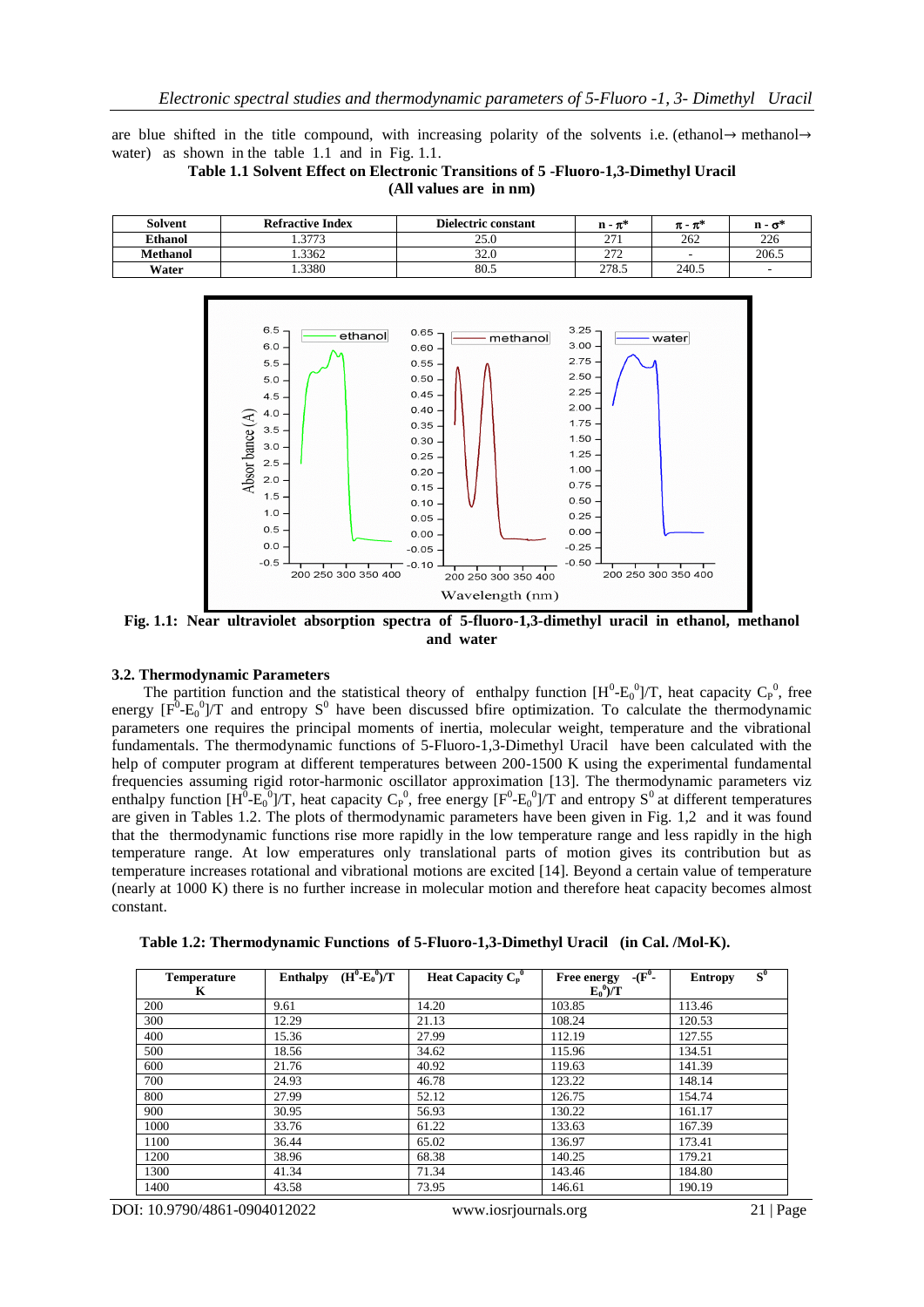are blue shifted in the title compound, with increasing polarity of the solvents i.e. (ethanol→ methanol→ water) as shown in the table 1.1 and in Fig. 1.1.

**Table 1.1 Solvent Effect on Electronic Transitions of 5 -Fluoro-1,3-Dimethyl Uracil (All values are in nm)**

| Solvent | Refractive Index | Dielectric constant | $n - \pi^*$ | $\pi - \pi^*$ | $n - \sigma^*$ |
|---|---|---|---|---|---|
| Ethanol | 1.3773 | 25.0 | 271 | 262 | 226 |
| Methanol | 1.3362 | 32.0 | 272 | - | 206.5 |
| Water | 1.3380 | 80.5 | 278.5 | 240.5 | - |

**Fig. 1.1: Near ultraviolet absorption spectra of 5-fluoro-1,3-dimethyl uracil in ethanol, methanol and water**

### 3.2. Thermodynamic Parameters

The partition function and the statistical theory of enthalpy function $[H^0-E_0^0]/T$, heat capacity $C_P^0$, free energy $[F^0-E_0^0]/T$ and entropy $S^0$ have been discussed bfire optimization. To calculate the thermodynamic parameters one requires the principal moments of inertia, molecular weight, temperature and the vibrational fundamentals. The thermodynamic functions of 5-Fluoro-1,3-Dimethyl Uracil have been calculated with the help of computer program at different temperatures between 200-1500 K using the experimental fundamental frequencies assuming rigid rotor-harmonic oscillator approximation [13]. The thermodynamic parameters viz enthalpy function $[H^0-E_0^0]/T$, heat capacity $C_P^0$, free energy $[F^0-E_0^0]/T$ and entropy $S^0$ at different temperatures are given in Tables 1.2. The plots of thermodynamic parameters have been given in Fig. 1,2 and it was found that the thermodynamic functions rise more rapidly in the low temperature range and less rapidly in the high temperature range. At low emperatures only translational parts of motion gives its contribution but as temperature increases rotational and vibrational motions are excited [14]. Beyond a certain value of temperature (nearly at 1000 K) there is no further increase in molecular motion and therefore heat capacity becomes almost constant.

**Table 1.2: Thermodynamic Functions of 5-Fluoro-1,3-Dimethyl Uracil (in Cal. /Mol-K).**

| Temperature K | Enthalpy $(H^0-E_0^0)/T$ | Heat Capacity $C_P^0$ | Free energy $-(F^0-E_0^0)/T$ | Entropy $S^0$ |
|---|---|---|---|---|
| 200 | 9.61 | 14.20 | 103.85 | 113.46 |
| 300 | 12.29 | 21.13 | 108.24 | 120.53 |
| 400 | 15.36 | 27.99 | 112.19 | 127.55 |
| 500 | 18.56 | 34.62 | 115.96 | 134.51 |
| 600 | 21.76 | 40.92 | 119.63 | 141.39 |
| 700 | 24.93 | 46.78 | 123.22 | 148.14 |
| 800 | 27.99 | 52.12 | 126.75 | 154.74 |
| 900 | 30.95 | 56.93 | 130.22 | 161.17 |
| 1000 | 33.76 | 61.22 | 133.63 | 167.39 |
| 1100 | 36.44 | 65.02 | 136.97 | 173.41 |
| 1200 | 38.96 | 68.38 | 140.25 | 179.21 |
| 1300 | 41.34 | 71.34 | 143.46 | 184.80 |
| 1400 | 43.58 | 73.95 | 146.61 | 190.19 |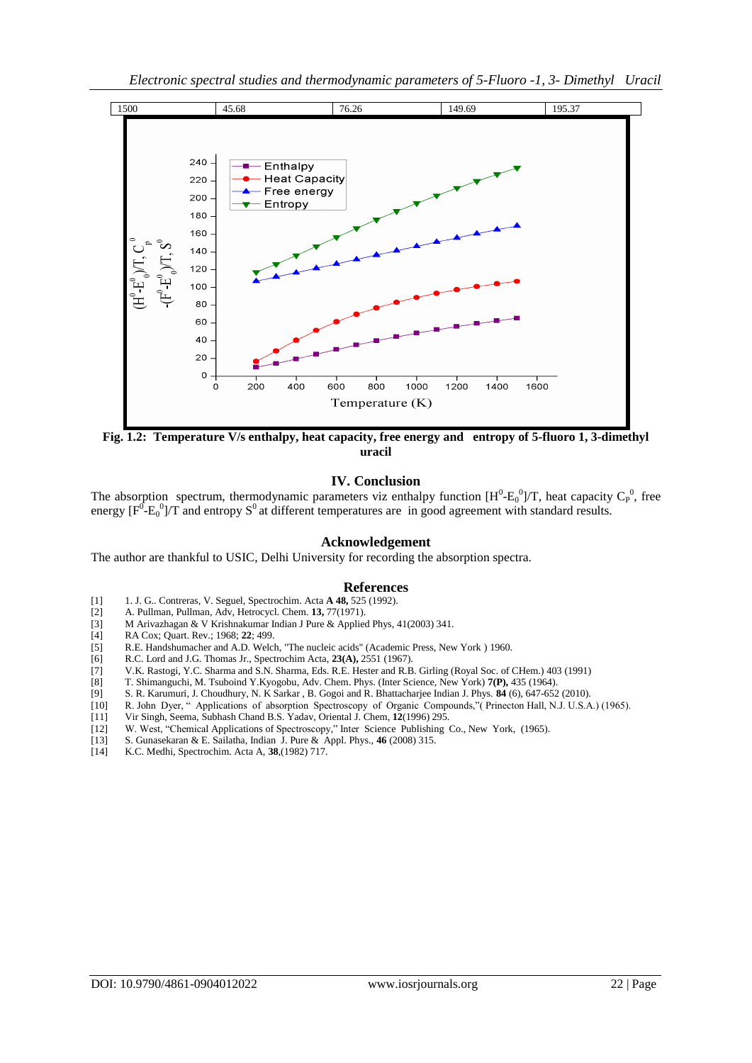| | | | | |
|---|---|---|---|---|
| 1500 | 45.68 | 76.26 | 149.69 | 195.37 |

Enthalpy
Heat Capacity
Free energy
Entropy

$(H^0-E_0^0)/T, C_p^0$
$-(F^0-E_0^0)/T, S^0$

240
220
200
180
160
140
120
100
80
60
40
20
0

0 200 400 600 800 1000 1200 1400 1600

Temperature (K)

**Fig. 1.2: Temperature V/s enthalpy, heat capacity, free energy and entropy of 5-fluoro 1, 3-dimethyl uracil**

## IV. Conclusion

The absorption spectrum, thermodynamic parameters viz enthalpy function $[H^0-E_0^0]/T$, heat capacity $C_P^0$, free energy $[F^0-E_0^0]/T$ and entropy $S^0$ at different temperatures are in good agreement with standard results.

## Acknowledgement

The author are thankful to USIC, Delhi University for recording the absorption spectra.

## References

[1] 1. J. G.. Contreras, V. Seguel, Spectrochim. Acta **A 48,** 525 (1992).
[2] A. Pullman, Pullman, Adv, Hetrocycl. Chem. **13,** 77(1971).
[3] M Arivazhagan & V Krishnakumar Indian J Pure & Applied Phys, 41(2003) 341.
[4] RA Cox; Quart. Rev.; 1968; **22**; 499.
[5] R.E. Handshumacher and A.D. Welch, "The nucleic acids" (Academic Press, New York ) 1960.
[6] R.C. Lord and J.G. Thomas Jr., Spectrochim Acta, **23(A),** 2551 (1967).
[7] V.K. Rastogi, Y.C. Sharma and S.N. Sharma, Eds. R.E. Hester and R.B. Girling (Royal Soc. of CHem.) 403 (1991)
[8] T. Shimanguchi, M. Tsuboind Y.Kyogobu, Adv. Chem. Phys. (Inter Science, New York) **7(P),** 435 (1964).
[9] S. R. Karumuri, J. Choudhury, N. K Sarkar , B. Gogoi and R. Bhattacharjee Indian J. Phys. **84** (6), 647-652 (2010).
[10] R. John Dyer, " Applications of absorption Spectroscopy of Organic Compounds,"( Prinecton Hall, N.J. U.S.A.) (1965).
[11] Vir Singh, Seema, Subhash Chand B.S. Yadav, Oriental J. Chem, **12**(1996) 295.
[12] W. West, "Chemical Applications of Spectroscopy," Inter Science Publishing Co., New York, (1965).
[13] S. Gunasekaran & E. Sailatha, Indian J. Pure & Appl. Phys., **46** (2008) 315.
[14] K.C. Medhi, Spectrochim. Acta A, **38**,(1982) 717.